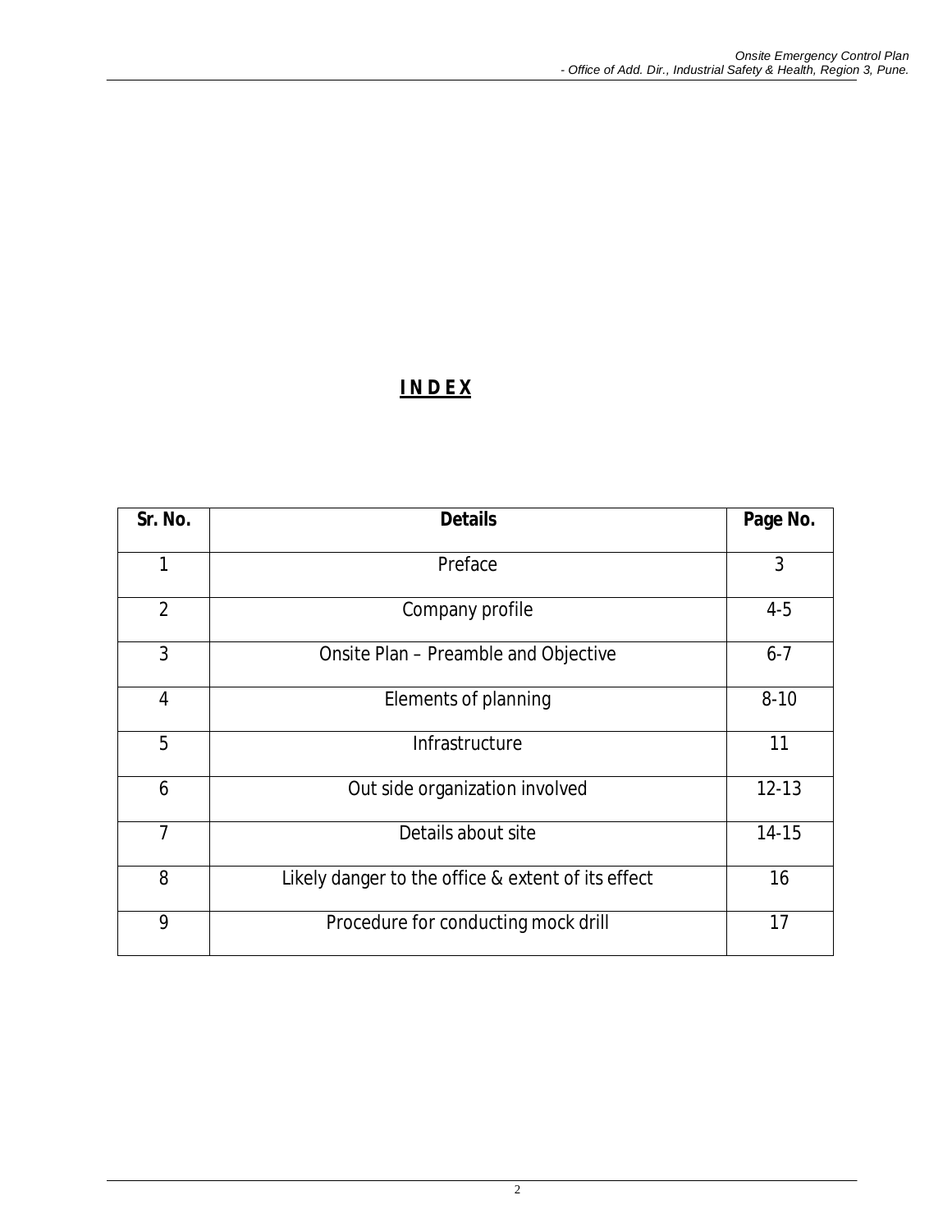# I N D E X

| Sr. No. | Details | Page No. |
|---|---|---|
| 1 | Preface | 3 |
| 2 | Company profile | 4-5 |
| 3 | Onsite Plan – Preamble and Objective | 6-7 |
| 4 | Elements of planning | 8-10 |
| 5 | Infrastructure | 11 |
| 6 | Out side organization involved | 12-13 |
| 7 | Details about site | 14-15 |
| 8 | Likely danger to the office & extent of its effect | 16 |
| 9 | Procedure for conducting mock drill | 17 |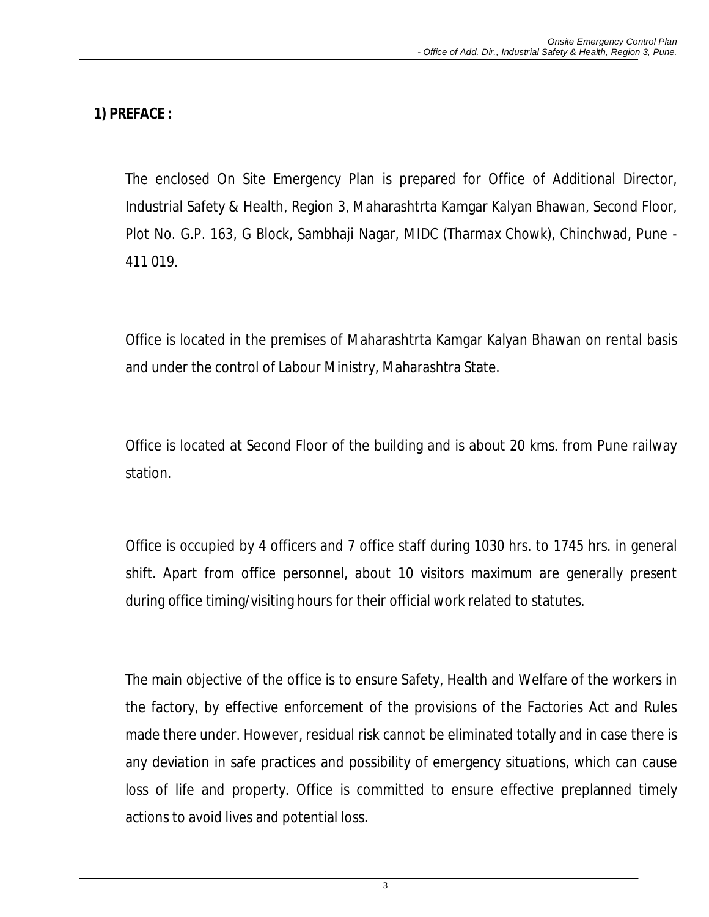## 1) PREFACE :

The enclosed On Site Emergency Plan is prepared for Office of Additional Director, Industrial Safety & Health, Region 3, Maharashtrta Kamgar Kalyan Bhawan, Second Floor, Plot No. G.P. 163, G Block, Sambhaji Nagar, MIDC (Tharmax Chowk), Chinchwad, Pune - 411 019.

Office is located in the premises of Maharashtrta Kamgar Kalyan Bhawan on rental basis and under the control of Labour Ministry, Maharashtra State.

Office is located at Second Floor of the building and is about 20 kms. from Pune railway station.

Office is occupied by 4 officers and 7 office staff during 1030 hrs. to 1745 hrs. in general shift. Apart from office personnel, about 10 visitors maximum are generally present during office timing/visiting hours for their official work related to statutes.

The main objective of the office is to ensure Safety, Health and Welfare of the workers in the factory, by effective enforcement of the provisions of the Factories Act and Rules made there under. However, residual risk cannot be eliminated totally and in case there is any deviation in safe practices and possibility of emergency situations, which can cause loss of life and property. Office is committed to ensure effective preplanned timely actions to avoid lives and potential loss.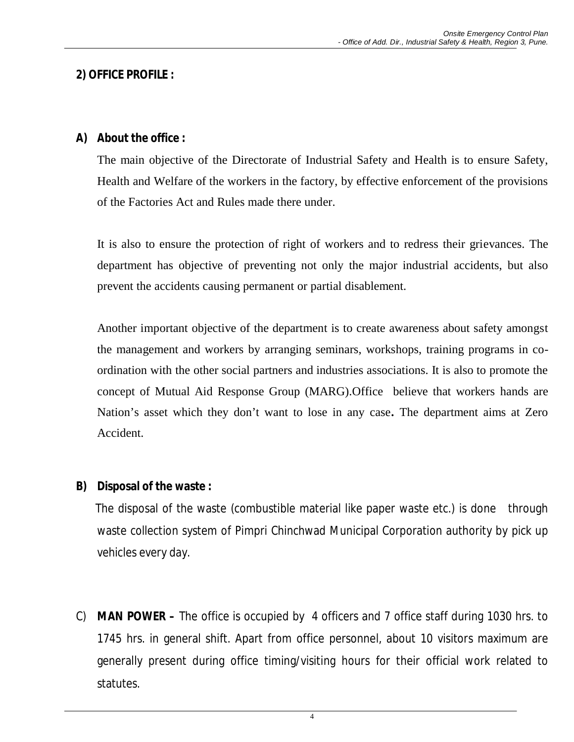## 2) OFFICE PROFILE :

### A) About the office :

The main objective of the Directorate of Industrial Safety and Health is to ensure Safety, Health and Welfare of the workers in the factory, by effective enforcement of the provisions of the Factories Act and Rules made there under.

It is also to ensure the protection of right of workers and to redress their grievances. The department has objective of preventing not only the major industrial accidents, but also prevent the accidents causing permanent or partial disablement.

Another important objective of the department is to create awareness about safety amongst the management and workers by arranging seminars, workshops, training programs in co-ordination with the other social partners and industries associations. It is also to promote the concept of Mutual Aid Response Group (MARG).Office believe that workers hands are Nation's asset which they don't want to lose in any case**.** The department aims at Zero Accident.

### B) Disposal of the waste :

The disposal of the waste (combustible material like paper waste etc.) is done through waste collection system of Pimpri Chinchwad Municipal Corporation authority by pick up vehicles every day.

C) **MAN POWER –** The office is occupied by 4 officers and 7 office staff during 1030 hrs. to 1745 hrs. in general shift. Apart from office personnel, about 10 visitors maximum are generally present during office timing/visiting hours for their official work related to statutes.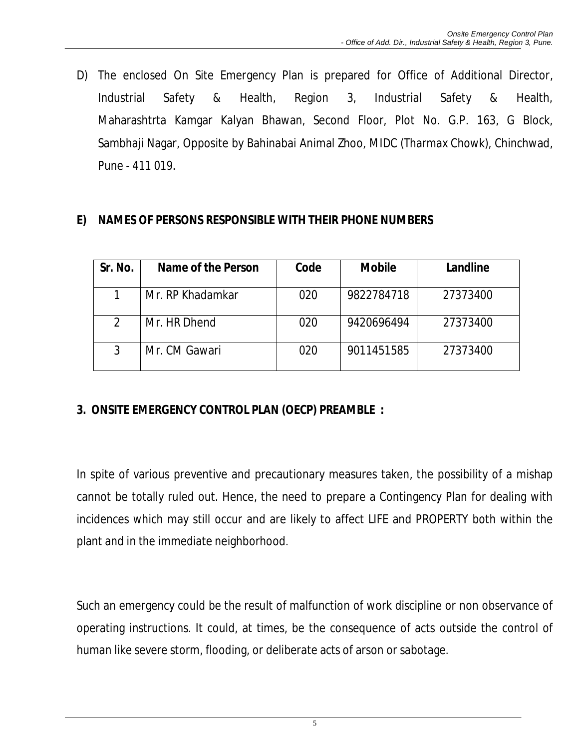D) The enclosed On Site Emergency Plan is prepared for Office of Additional Director, Industrial Safety & Health, Region 3, Industrial Safety & Health, Maharashtrta Kamgar Kalyan Bhawan, Second Floor, Plot No. G.P. 163, G Block, Sambhaji Nagar, Opposite by Bahinabai Animal Zhoo, MIDC (Tharmax Chowk), Chinchwad, Pune - 411 019.

**E) NAMES OF PERSONS RESPONSIBLE WITH THEIR PHONE NUMBERS**

| Sr. No. | Name of the Person | Code | Mobile | Landline |
|---|---|---|---|---|
| 1 | Mr. RP Khadamkar | 020 | 9822784718 | 27373400 |
| 2 | Mr. HR Dhend | 020 | 9420696494 | 27373400 |
| 3 | Mr. CM Gawari | 020 | 9011451585 | 27373400 |

**3. ONSITE EMERGENCY CONTROL PLAN (OECP) PREAMBLE :**

In spite of various preventive and precautionary measures taken, the possibility of a mishap cannot be totally ruled out. Hence, the need to prepare a Contingency Plan for dealing with incidences which may still occur and are likely to affect LIFE and PROPERTY both within the plant and in the immediate neighborhood.

Such an emergency could be the result of malfunction of work discipline or non observance of operating instructions. It could, at times, be the consequence of acts outside the control of human like severe storm, flooding, or deliberate acts of arson or sabotage.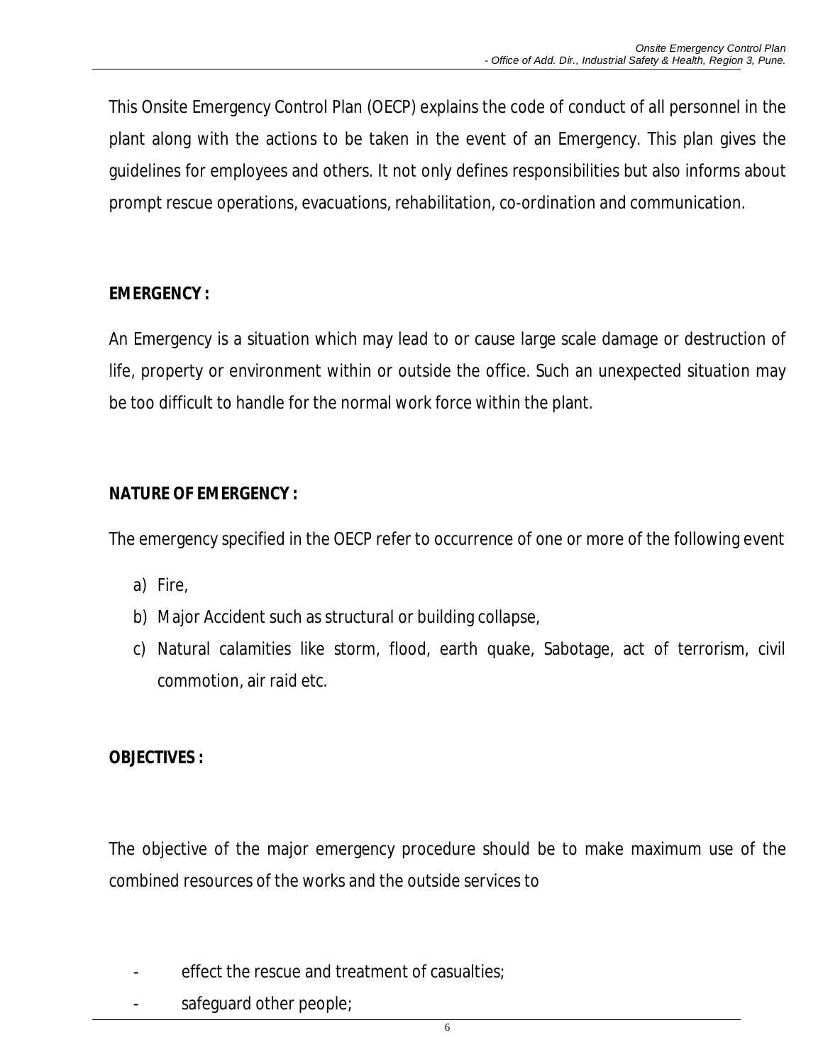This Onsite Emergency Control Plan (OECP) explains the code of conduct of all personnel in the plant along with the actions to be taken in the event of an Emergency. This plan gives the guidelines for employees and others. It not only defines responsibilities but also informs about prompt rescue operations, evacuations, rehabilitation, co-ordination and communication.

**EMERGENCY :**

An Emergency is a situation which may lead to or cause large scale damage or destruction of life, property or environment within or outside the office. Such an unexpected situation may be too difficult to handle for the normal work force within the plant.

**NATURE OF EMERGENCY :**

The emergency specified in the OECP refer to occurrence of one or more of the following event

a) Fire,
b) Major Accident such as structural or building collapse,
c) Natural calamities like storm, flood, earth quake, Sabotage, act of terrorism, civil commotion, air raid etc.

**OBJECTIVES :**

The objective of the major emergency procedure should be to make maximum use of the combined resources of the works and the outside services to

- effect the rescue and treatment of casualties;
- safeguard other people;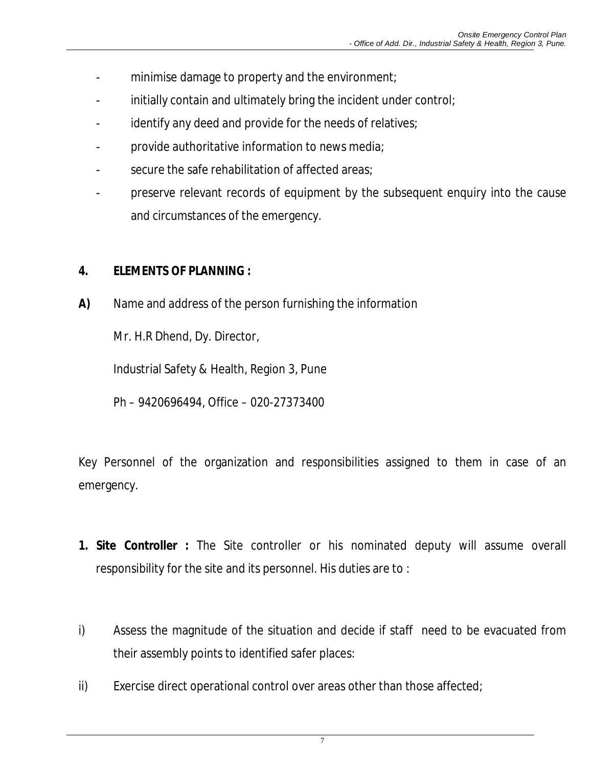- minimise damage to property and the environment;
- initially contain and ultimately bring the incident under control;
- identify any deed and provide for the needs of relatives;
- provide authoritative information to news media;
- secure the safe rehabilitation of affected areas;
- preserve relevant records of equipment by the subsequent enquiry into the cause and circumstances of the emergency.

**4. ELEMENTS OF PLANNING :**

**A)** Name and address of the person furnishing the information

Mr. H.R Dhend, Dy. Director,

Industrial Safety & Health, Region 3, Pune

Ph – 9420696494, Office – 020-27373400

Key Personnel of the organization and responsibilities assigned to them in case of an emergency.

**1. Site Controller :** The Site controller or his nominated deputy will assume overall responsibility for the site and its personnel. His duties are to :

i) Assess the magnitude of the situation and decide if staff need to be evacuated from their assembly points to identified safer places:

ii) Exercise direct operational control over areas other than those affected;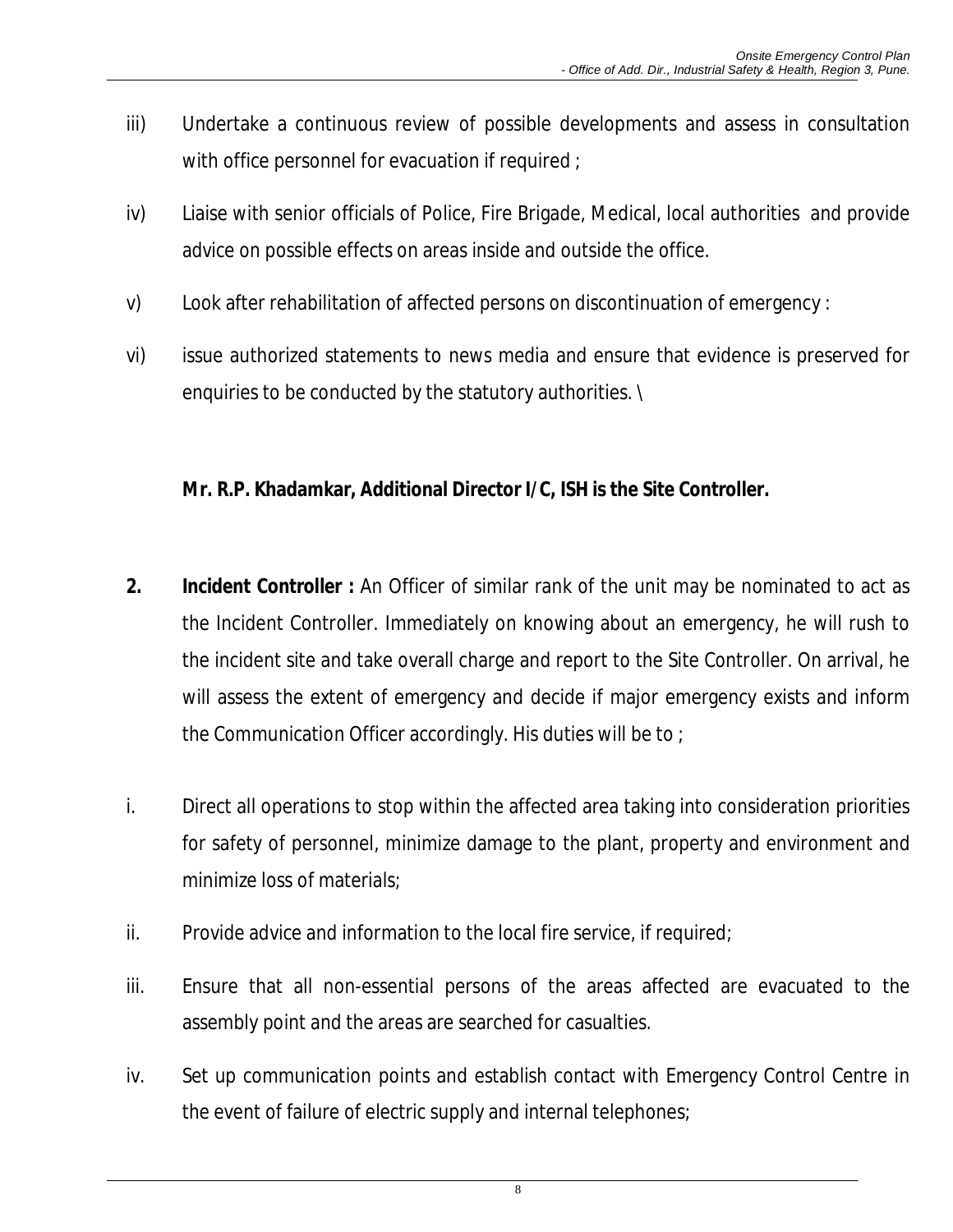iii) Undertake a continuous review of possible developments and assess in consultation with office personnel for evacuation if required ;

iv) Liaise with senior officials of Police, Fire Brigade, Medical, local authorities and provide advice on possible effects on areas inside and outside the office.

v) Look after rehabilitation of affected persons on discontinuation of emergency :

vi) issue authorized statements to news media and ensure that evidence is preserved for enquiries to be conducted by the statutory authorities. \

**Mr. R.P. Khadamkar, Additional Director I/C, ISH is the Site Controller.**

**2. Incident Controller :** An Officer of similar rank of the unit may be nominated to act as the Incident Controller. Immediately on knowing about an emergency, he will rush to the incident site and take overall charge and report to the Site Controller. On arrival, he will assess the extent of emergency and decide if major emergency exists and inform the Communication Officer accordingly. His duties will be to ;

i. Direct all operations to stop within the affected area taking into consideration priorities for safety of personnel, minimize damage to the plant, property and environment and minimize loss of materials;

ii. Provide advice and information to the local fire service, if required;

iii. Ensure that all non-essential persons of the areas affected are evacuated to the assembly point and the areas are searched for casualties.

iv. Set up communication points and establish contact with Emergency Control Centre in the event of failure of electric supply and internal telephones;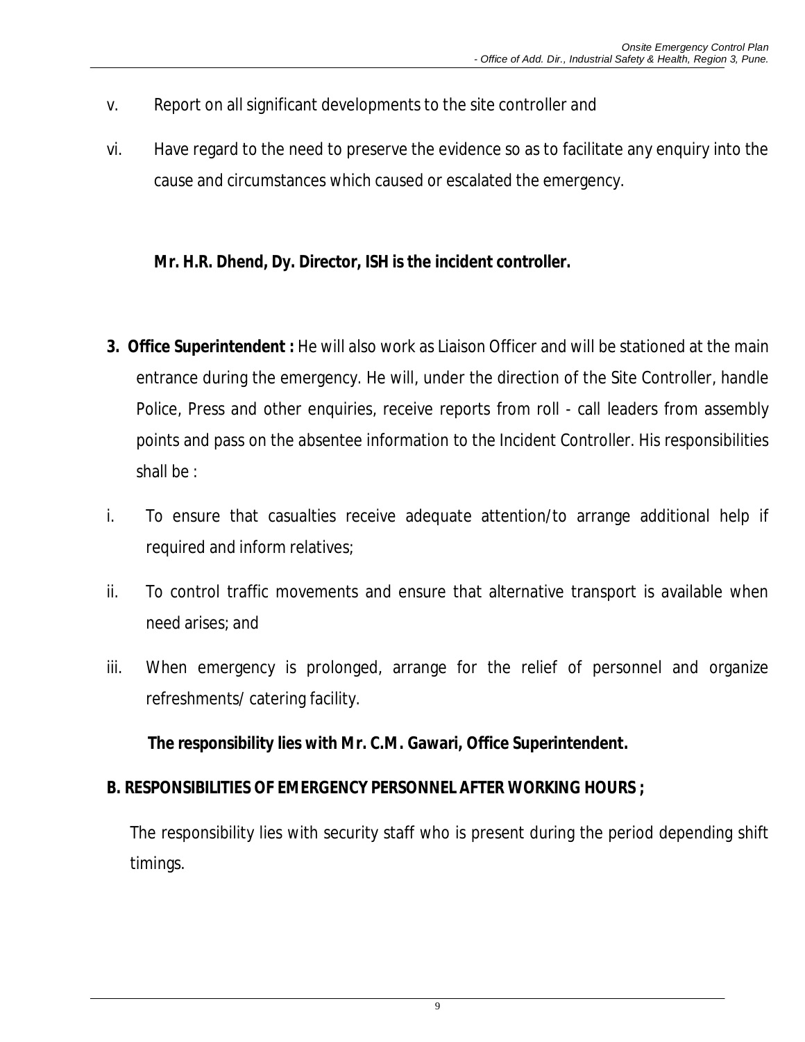v. Report on all significant developments to the site controller and

vi. Have regard to the need to preserve the evidence so as to facilitate any enquiry into the cause and circumstances which caused or escalated the emergency.

**Mr. H.R. Dhend, Dy. Director, ISH is the incident controller.**

**3. Office Superintendent :** He will also work as Liaison Officer and will be stationed at the main entrance during the emergency. He will, under the direction of the Site Controller, handle Police, Press and other enquiries, receive reports from roll - call leaders from assembly points and pass on the absentee information to the Incident Controller. His responsibilities shall be :

i. To ensure that casualties receive adequate attention/to arrange additional help if required and inform relatives;

ii. To control traffic movements and ensure that alternative transport is available when need arises; and

iii. When emergency is prolonged, arrange for the relief of personnel and organize refreshments/ catering facility.

**The responsibility lies with Mr. C.M. Gawari, Office Superintendent.**

**B. RESPONSIBILITIES OF EMERGENCY PERSONNEL AFTER WORKING HOURS ;**

The responsibility lies with security staff who is present during the period depending shift timings.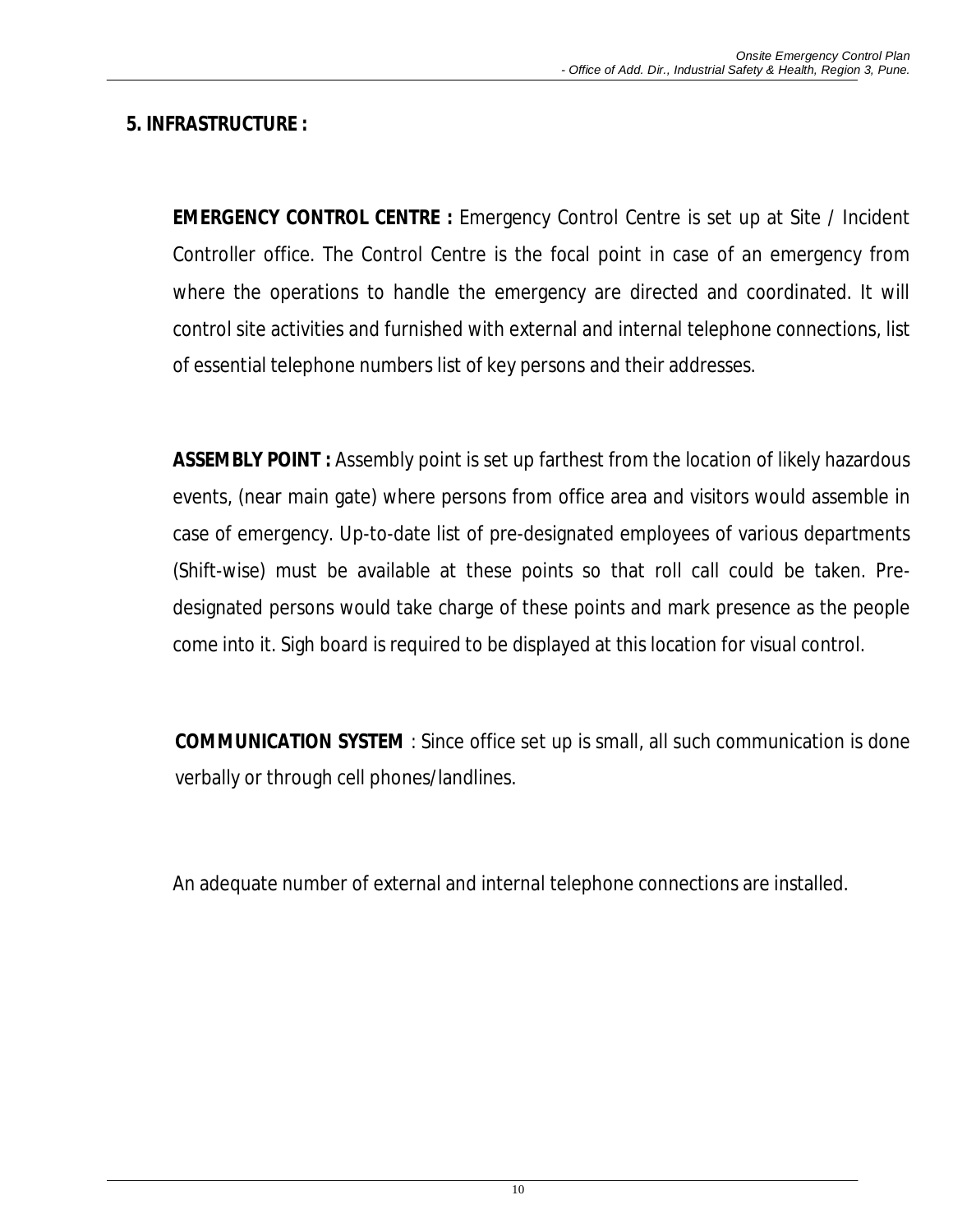## 5. INFRASTRUCTURE :

**EMERGENCY CONTROL CENTRE :** Emergency Control Centre is set up at Site / Incident Controller office. The Control Centre is the focal point in case of an emergency from where the operations to handle the emergency are directed and coordinated. It will control site activities and furnished with external and internal telephone connections, list of essential telephone numbers list of key persons and their addresses.

**ASSEMBLY POINT :** Assembly point is set up farthest from the location of likely hazardous events, (near main gate) where persons from office area and visitors would assemble in case of emergency. Up-to-date list of pre-designated employees of various departments (Shift-wise) must be available at these points so that roll call could be taken. Pre-designated persons would take charge of these points and mark presence as the people come into it. Sigh board is required to be displayed at this location for visual control.

**COMMUNICATION SYSTEM** : Since office set up is small, all such communication is done verbally or through cell phones/landlines.

An adequate number of external and internal telephone connections are installed.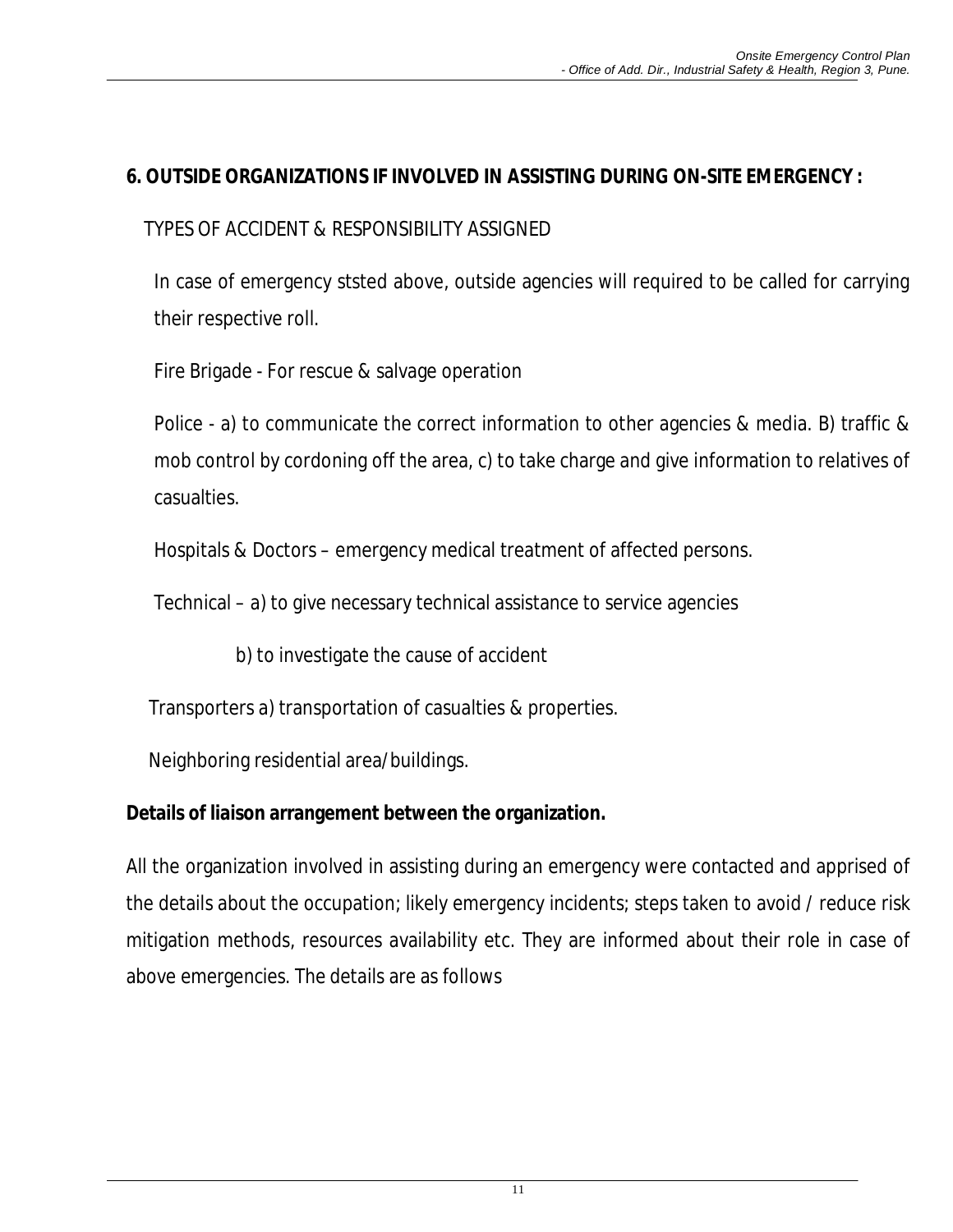## 6. OUTSIDE ORGANIZATIONS IF INVOLVED IN ASSISTING DURING ON-SITE EMERGENCY :

TYPES OF ACCIDENT & RESPONSIBILITY ASSIGNED

In case of emergency ststed above, outside agencies will required to be called for carrying their respective roll.

Fire Brigade - For rescue & salvage operation

Police - a) to communicate the correct information to other agencies & media. B) traffic & mob control by cordoning off the area, c) to take charge and give information to relatives of casualties.

Hospitals & Doctors – emergency medical treatment of affected persons.

Technical – a) to give necessary technical assistance to service agencies

b) to investigate the cause of accident

Transporters a) transportation of casualties & properties.

Neighboring residential area/buildings.

**Details of liaison arrangement between the organization.**

All the organization involved in assisting during an emergency were contacted and apprised of the details about the occupation; likely emergency incidents; steps taken to avoid / reduce risk mitigation methods, resources availability etc. They are informed about their role in case of above emergencies. The details are as follows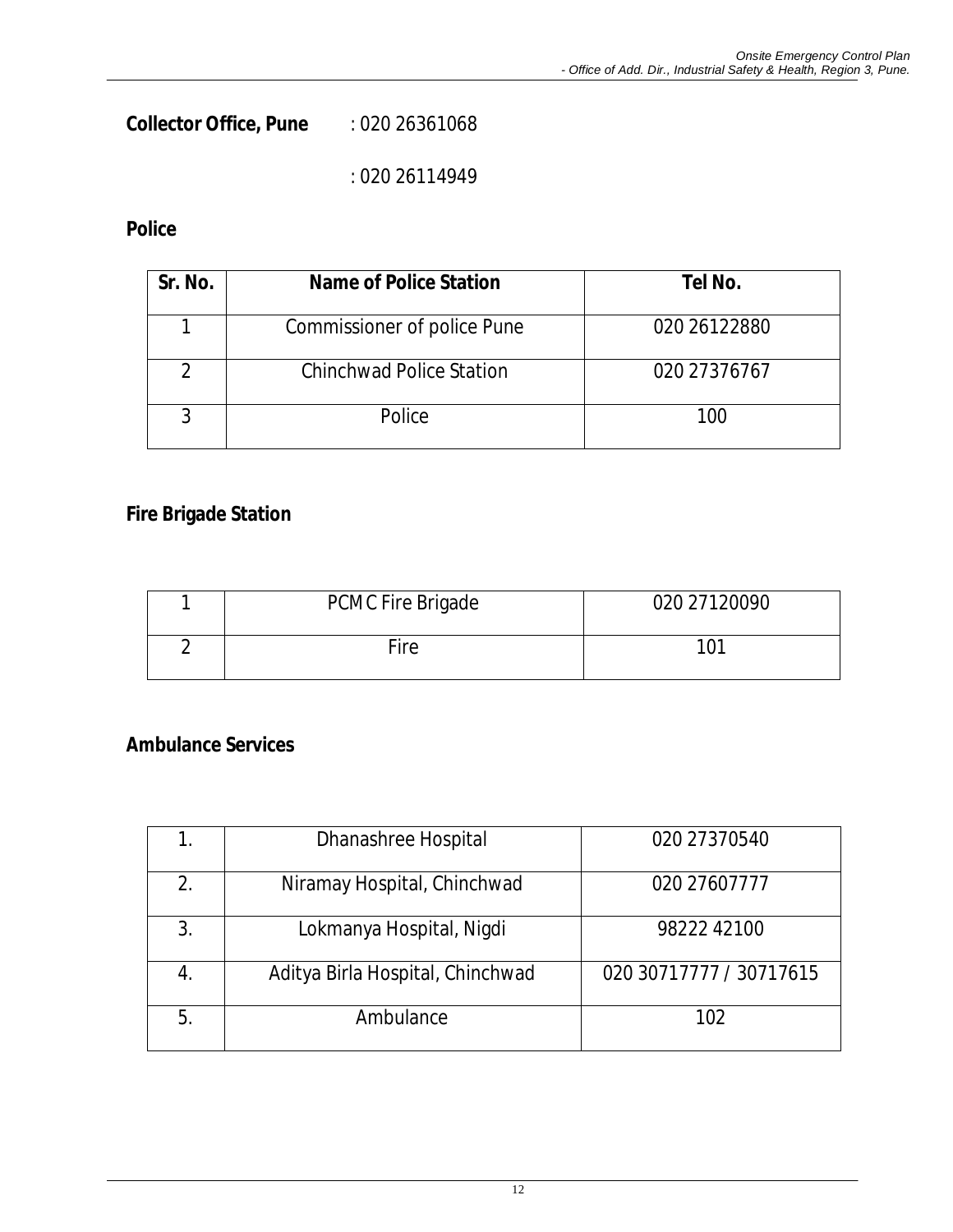**Collector Office, Pune** : 020 26361068

: 020 26114949

**Police**

| Sr. No. | Name of Police Station | Tel No. |
|---|---|---|
| 1 | Commissioner of police Pune | 020 26122880 |
| 2 | Chinchwad Police Station | 020 27376767 |
| 3 | Police | 100 |

**Fire Brigade Station**

| | | |
|---|---|---|
| 1 | PCMC Fire Brigade | 020 27120090 |
| 2 | Fire | 101 |

**Ambulance Services**

| | | |
|---|---|---|
| 1. | Dhanashree Hospital | 020 27370540 |
| 2. | Niramay Hospital, Chinchwad | 020 27607777 |
| 3. | Lokmanya Hospital, Nigdi | 98222 42100 |
| 4. | Aditya Birla Hospital, Chinchwad | 020 30717777 / 30717615 |
| 5. | Ambulance | 102 |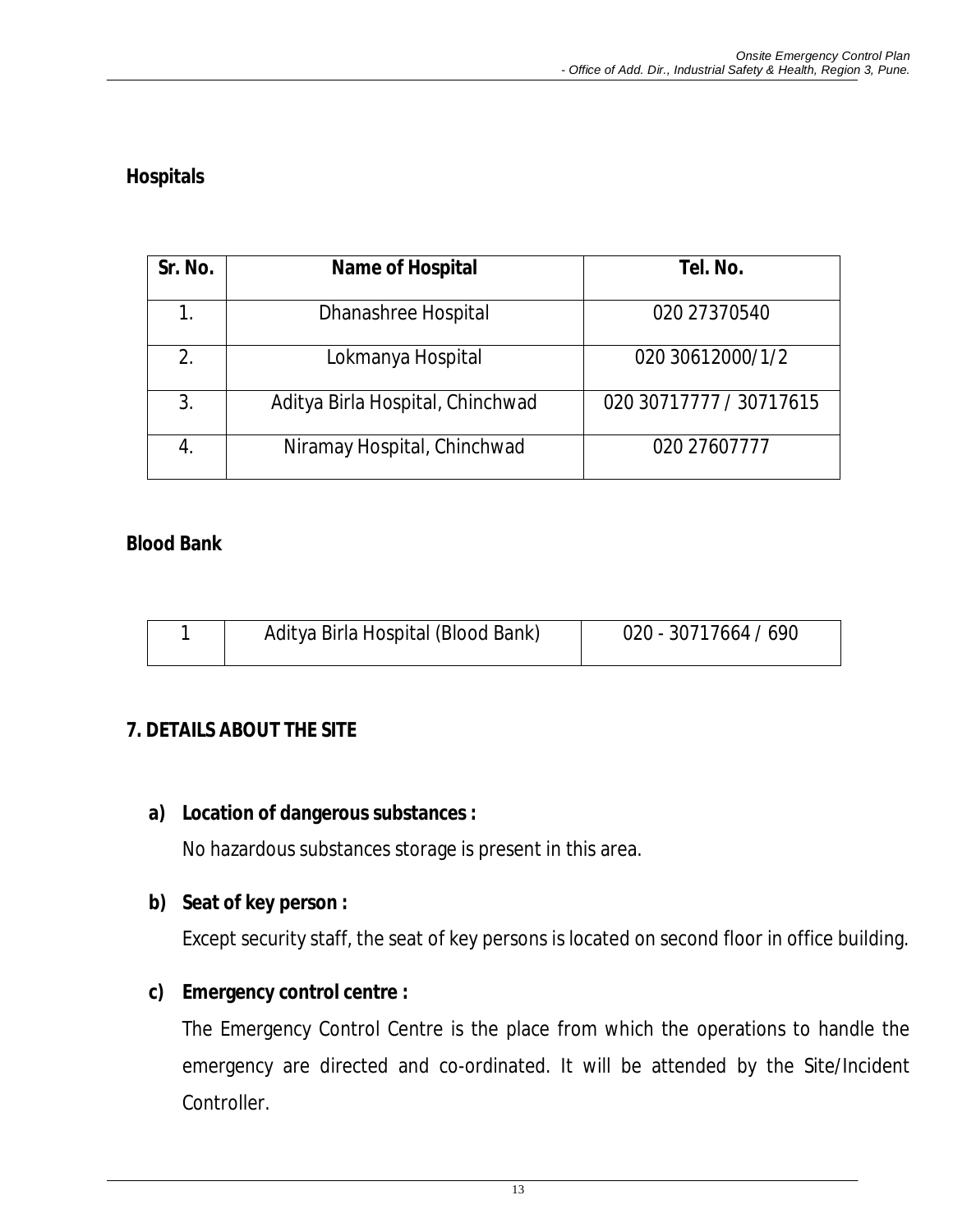**Hospitals**

| Sr. No. | Name of Hospital | Tel. No. |
|---|---|---|
| 1. | Dhanashree Hospital | 020 27370540 |
| 2. | Lokmanya Hospital | 020 30612000/1/2 |
| 3. | Aditya Birla Hospital, Chinchwad | 020 30717777 / 30717615 |
| 4. | Niramay Hospital, Chinchwad | 020 27607777 |

**Blood Bank**

| | | |
|---|---|---|
| 1 | Aditya Birla Hospital (Blood Bank) | 020 - 30717664 / 690 |

## 7. DETAILS ABOUT THE SITE

**a) Location of dangerous substances :**

No hazardous substances storage is present in this area.

**b) Seat of key person :**

Except security staff, the seat of key persons is located on second floor in office building.

**c) Emergency control centre :**

The Emergency Control Centre is the place from which the operations to handle the emergency are directed and co-ordinated. It will be attended by the Site/Incident Controller.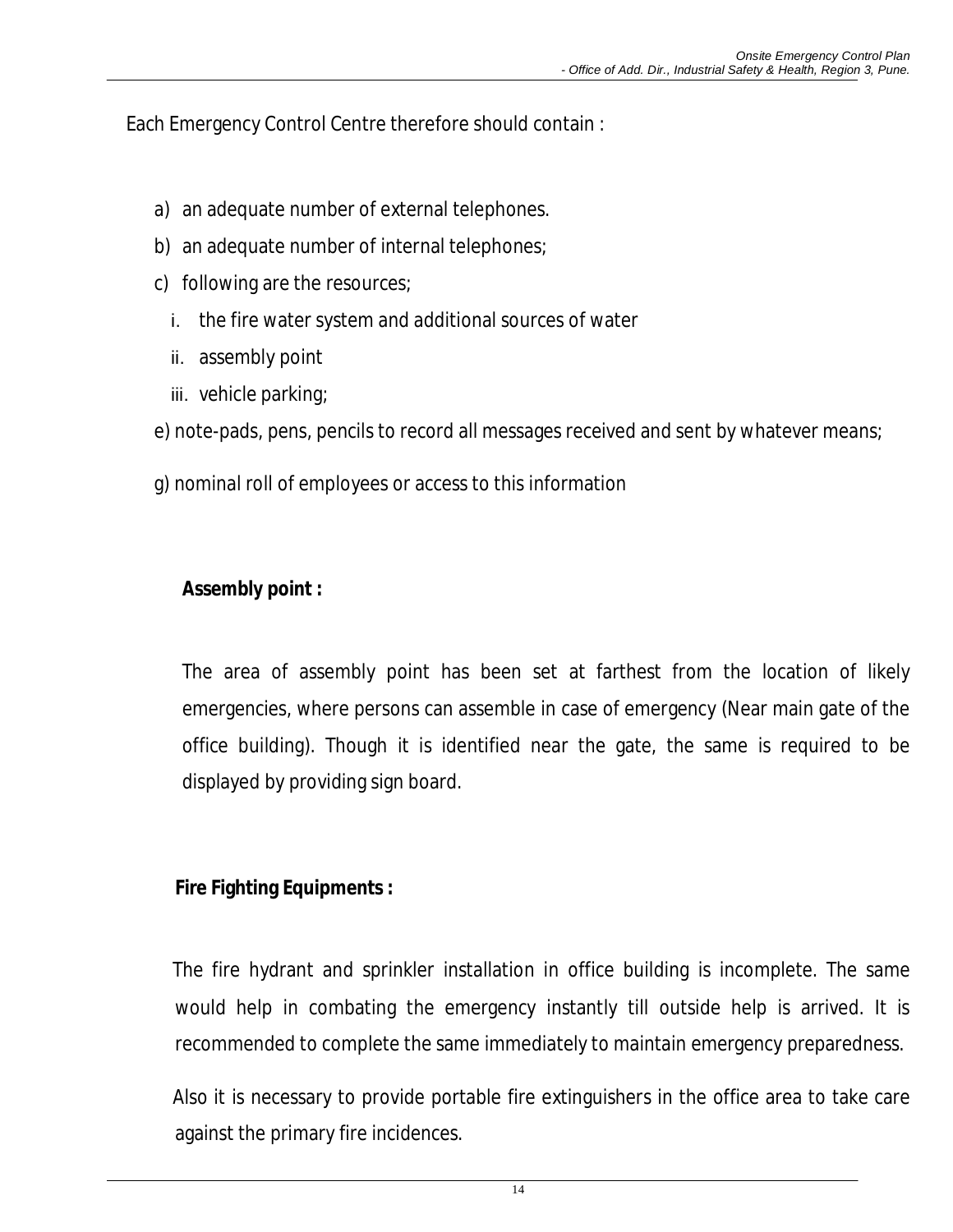Each Emergency Control Centre therefore should contain :

a) an adequate number of external telephones.
b) an adequate number of internal telephones;
c) following are the resources;
   i. the fire water system and additional sources of water
   ii. assembly point
   iii. vehicle parking;

e) note-pads, pens, pencils to record all messages received and sent by whatever means;

g) nominal roll of employees or access to this information

**Assembly point :**

The area of assembly point has been set at farthest from the location of likely emergencies, where persons can assemble in case of emergency (Near main gate of the office building). Though it is identified near the gate, the same is required to be displayed by providing sign board.

**Fire Fighting Equipments :**

The fire hydrant and sprinkler installation in office building is incomplete. The same would help in combating the emergency instantly till outside help is arrived. It is recommended to complete the same immediately to maintain emergency preparedness.

Also it is necessary to provide portable fire extinguishers in the office area to take care against the primary fire incidences.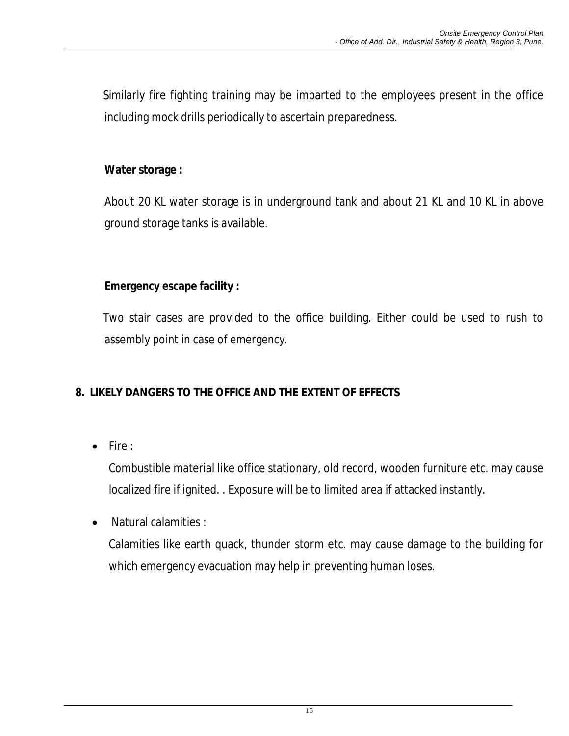Similarly fire fighting training may be imparted to the employees present in the office including mock drills periodically to ascertain preparedness.

**Water storage :**

About 20 KL water storage is in underground tank and about 21 KL and 10 KL in above ground storage tanks is available.

**Emergency escape facility :**

Two stair cases are provided to the office building. Either could be used to rush to assembly point in case of emergency.

## 8. LIKELY DANGERS TO THE OFFICE AND THE EXTENT OF EFFECTS

- Fire :

  Combustible material like office stationary, old record, wooden furniture etc. may cause localized fire if ignited. . Exposure will be to limited area if attacked instantly.

- Natural calamities :

  Calamities like earth quack, thunder storm etc. may cause damage to the building for which emergency evacuation may help in preventing human loses.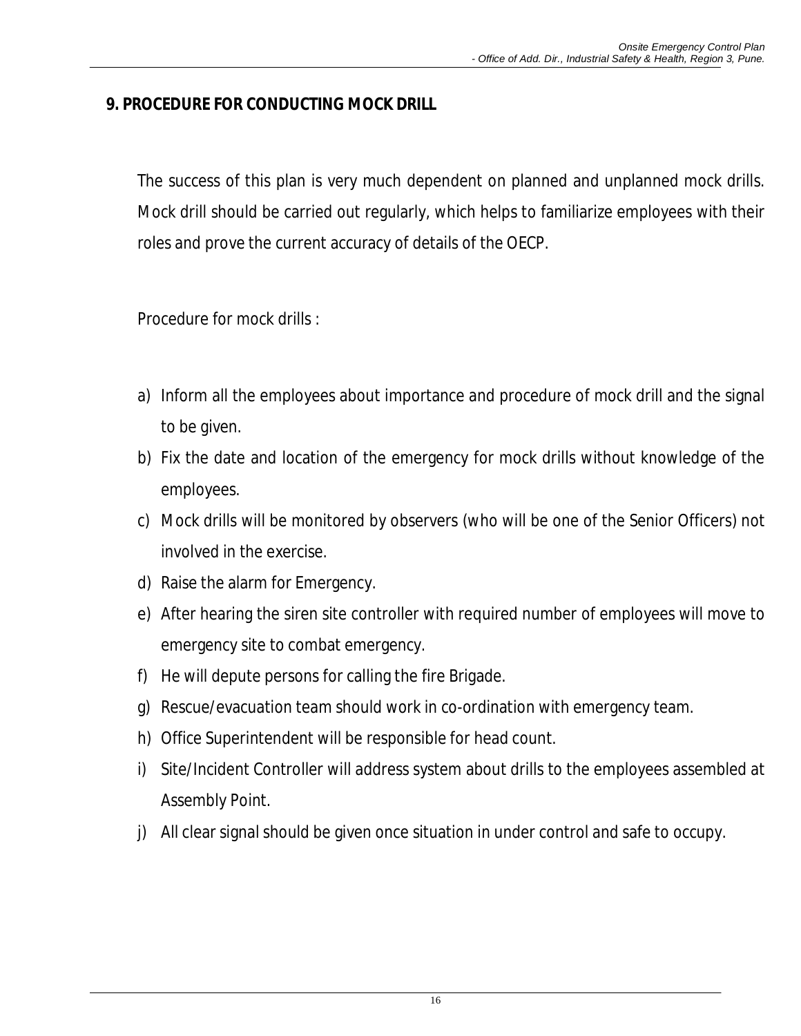## 9. PROCEDURE FOR CONDUCTING MOCK DRILL

The success of this plan is very much dependent on planned and unplanned mock drills. Mock drill should be carried out regularly, which helps to familiarize employees with their roles and prove the current accuracy of details of the OECP.

Procedure for mock drills :

a) Inform all the employees about importance and procedure of mock drill and the signal to be given.
b) Fix the date and location of the emergency for mock drills without knowledge of the employees.
c) Mock drills will be monitored by observers (who will be one of the Senior Officers) not involved in the exercise.
d) Raise the alarm for Emergency.
e) After hearing the siren site controller with required number of employees will move to emergency site to combat emergency.
f) He will depute persons for calling the fire Brigade.
g) Rescue/evacuation team should work in co-ordination with emergency team.
h) Office Superintendent will be responsible for head count.
i) Site/Incident Controller will address system about drills to the employees assembled at Assembly Point.
j) All clear signal should be given once situation in under control and safe to occupy.